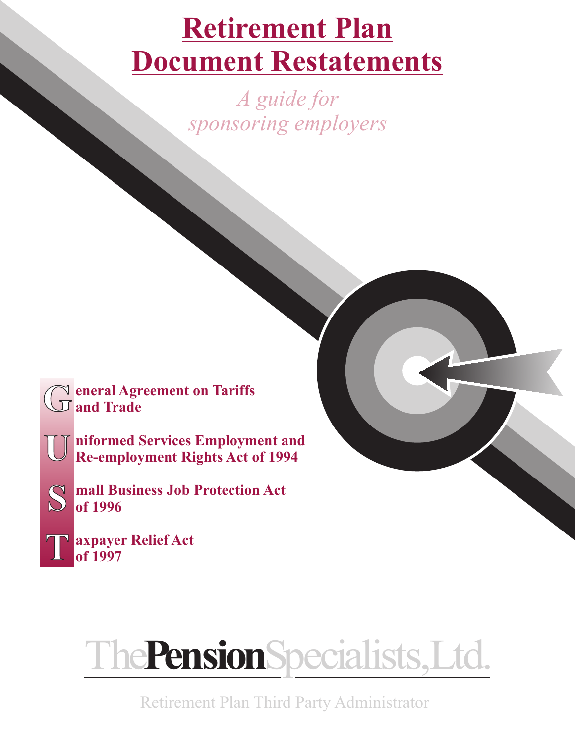# Retirement Plan Document Restatements

*A guide for sponsoring employers*

**G**eneral Agreement on Tariffs and Trade

**U**niformed Services Employment and Re-employment Rights Act of 1994

**S**mall Business Job Protection Act of 1996

**T**axpayer Relief Act of 1997

The**Pension**Specialists, Ltd.

Retirement Plan Third Party Administrator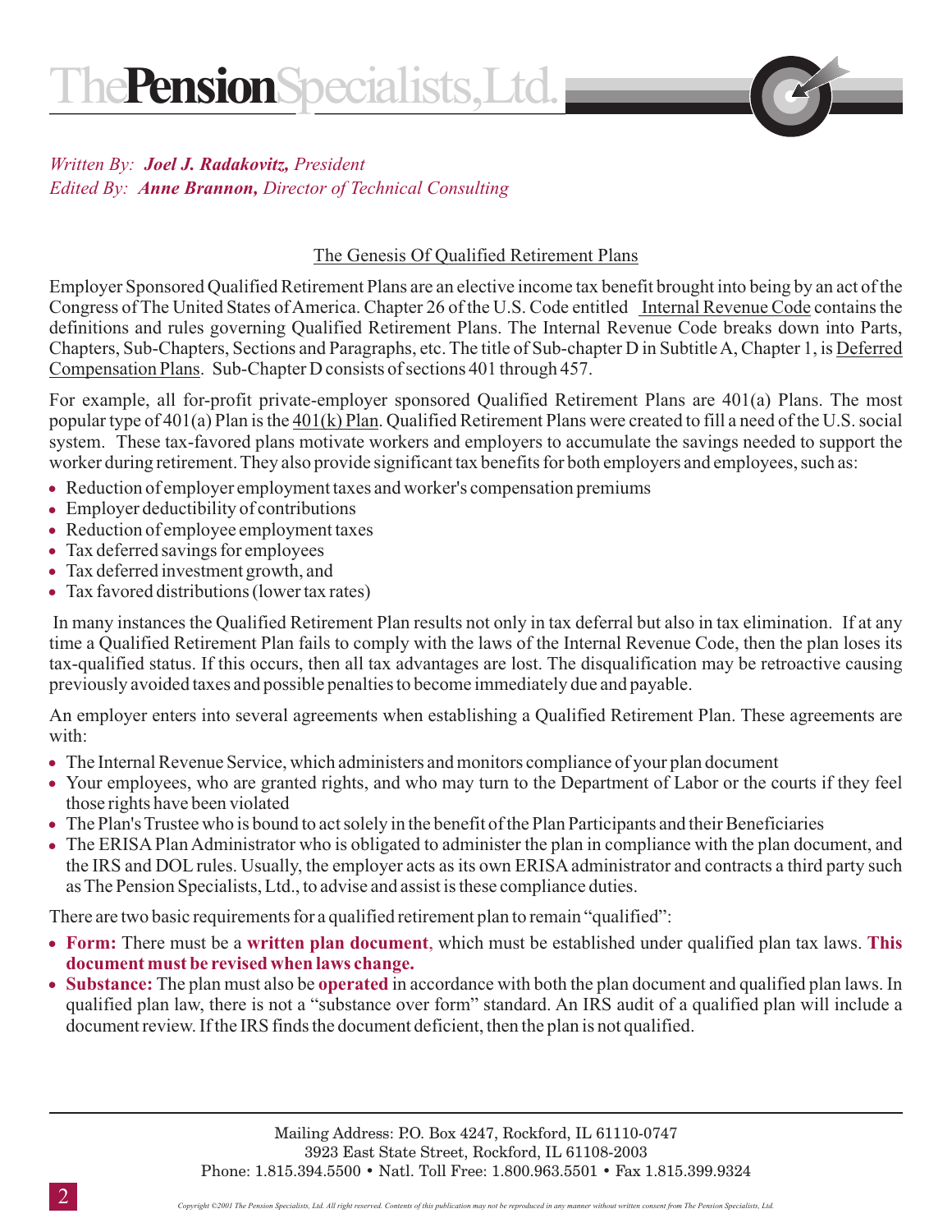*Written By:* ***Joel J. Radakovitz,*** *President*
*Edited By:* ***Anne Brannon,*** *Director of Technical Consulting*

## The Genesis Of Qualified Retirement Plans

Employer Sponsored Qualified Retirement Plans are an elective income tax benefit brought into being by an act of the Congress of The United States of America. Chapter 26 of the U.S. Code entitled Internal Revenue Code contains the definitions and rules governing Qualified Retirement Plans. The Internal Revenue Code breaks down into Parts, Chapters, Sub-Chapters, Sections and Paragraphs, etc. The title of Sub-chapter D in Subtitle A, Chapter 1, is Deferred Compensation Plans. Sub-Chapter D consists of sections 401 through 457.

For example, all for-profit private-employer sponsored Qualified Retirement Plans are 401(a) Plans. The most popular type of 401(a) Plan is the 401(k) Plan. Qualified Retirement Plans were created to fill a need of the U.S. social system. These tax-favored plans motivate workers and employers to accumulate the savings needed to support the worker during retirement. They also provide significant tax benefits for both employers and employees, such as:

- Reduction of employer employment taxes and worker's compensation premiums
- Employer deductibility of contributions
- Reduction of employee employment taxes
- Tax deferred savings for employees
- Tax deferred investment growth, and
- Tax favored distributions (lower tax rates)

In many instances the Qualified Retirement Plan results not only in tax deferral but also in tax elimination. If at any time a Qualified Retirement Plan fails to comply with the laws of the Internal Revenue Code, then the plan loses its tax-qualified status. If this occurs, then all tax advantages are lost. The disqualification may be retroactive causing previously avoided taxes and possible penalties to become immediately due and payable.

An employer enters into several agreements when establishing a Qualified Retirement Plan. These agreements are with:

- The Internal Revenue Service, which administers and monitors compliance of your plan document
- Your employees, who are granted rights, and who may turn to the Department of Labor or the courts if they feel those rights have been violated
- The Plan's Trustee who is bound to act solely in the benefit of the Plan Participants and their Beneficiaries
- The ERISA Plan Administrator who is obligated to administer the plan in compliance with the plan document, and the IRS and DOL rules. Usually, the employer acts as its own ERISA administrator and contracts a third party such as The Pension Specialists, Ltd., to advise and assist is these compliance duties.

There are two basic requirements for a qualified retirement plan to remain "qualified":

- **Form:** There must be a **written plan document**, which must be established under qualified plan tax laws. **This document must be revised when laws change.**
- **Substance:** The plan must also be **operated** in accordance with both the plan document and qualified plan laws. In qualified plan law, there is not a "substance over form" standard. An IRS audit of a qualified plan will include a document review. If the IRS finds the document deficient, then the plan is not qualified.

Mailing Address: P.O. Box 4247, Rockford, IL 61110-0747
3923 East State Street, Rockford, IL 61108-2003
Phone: 1.815.394.5500 • Natl. Toll Free: 1.800.963.5501 • Fax 1.815.399.9324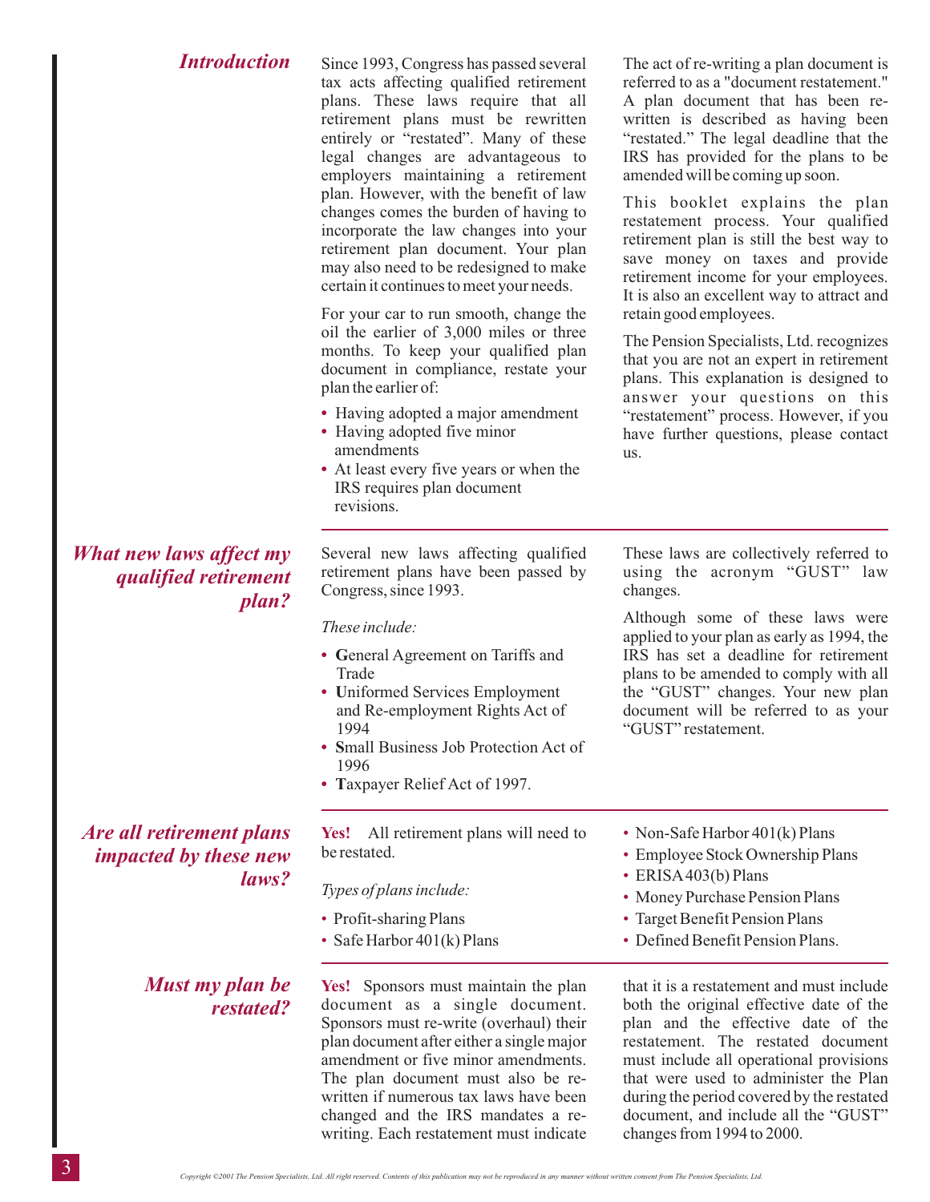## *Introduction*

Since 1993, Congress has passed several tax acts affecting qualified retirement plans. These laws require that all retirement plans must be rewritten entirely or "restated". Many of these legal changes are advantageous to employers maintaining a retirement plan. However, with the benefit of law changes comes the burden of having to incorporate the law changes into your retirement plan document. Your plan may also need to be redesigned to make certain it continues to meet your needs.

For your car to run smooth, change the oil the earlier of 3,000 miles or three months. To keep your qualified plan document in compliance, restate your plan the earlier of:

- Having adopted a major amendment
- Having adopted five minor amendments
- At least every five years or when the IRS requires plan document revisions.

The act of re-writing a plan document is referred to as a "document restatement." A plan document that has been re-written is described as having been "restated." The legal deadline that the IRS has provided for the plans to be amended will be coming up soon.

This booklet explains the plan restatement process. Your qualified retirement plan is still the best way to save money on taxes and provide retirement income for your employees. It is also an excellent way to attract and retain good employees.

The Pension Specialists, Ltd. recognizes that you are not an expert in retirement plans. This explanation is designed to answer your questions on this "restatement" process. However, if you have further questions, please contact us.

## *What new laws affect my qualified retirement plan?*

Several new laws affecting qualified retirement plans have been passed by Congress, since 1993.

*These include:*

- **G**eneral Agreement on Tariffs and Trade
- **U**niformed Services Employment and Re-employment Rights Act of 1994
- **S**mall Business Job Protection Act of 1996
- **T**axpayer Relief Act of 1997.

These laws are collectively referred to using the acronym "GUST" law changes.

Although some of these laws were applied to your plan as early as 1994, the IRS has set a deadline for retirement plans to be amended to comply with all the "GUST" changes. Your new plan document will be referred to as your "GUST" restatement.

## *Are all retirement plans impacted by these new laws?*

**Yes!** All retirement plans will need to be restated.

*Types of plans include:*

- Profit-sharing Plans
- Safe Harbor 401(k) Plans
- Non-Safe Harbor 401(k) Plans
- Employee Stock Ownership Plans
- ERISA 403(b) Plans
- Money Purchase Pension Plans
- Target Benefit Pension Plans
- Defined Benefit Pension Plans.

## *Must my plan be restated?*

**Yes!** Sponsors must maintain the plan document as a single document. Sponsors must re-write (overhaul) their plan document after either a single major amendment or five minor amendments. The plan document must also be re-written if numerous tax laws have been changed and the IRS mandates a re-writing. Each restatement must indicate that it is a restatement and must include both the original effective date of the plan and the effective date of the restatement. The restated document must include all operational provisions that were used to administer the Plan during the period covered by the restated document, and include all the "GUST" changes from 1994 to 2000.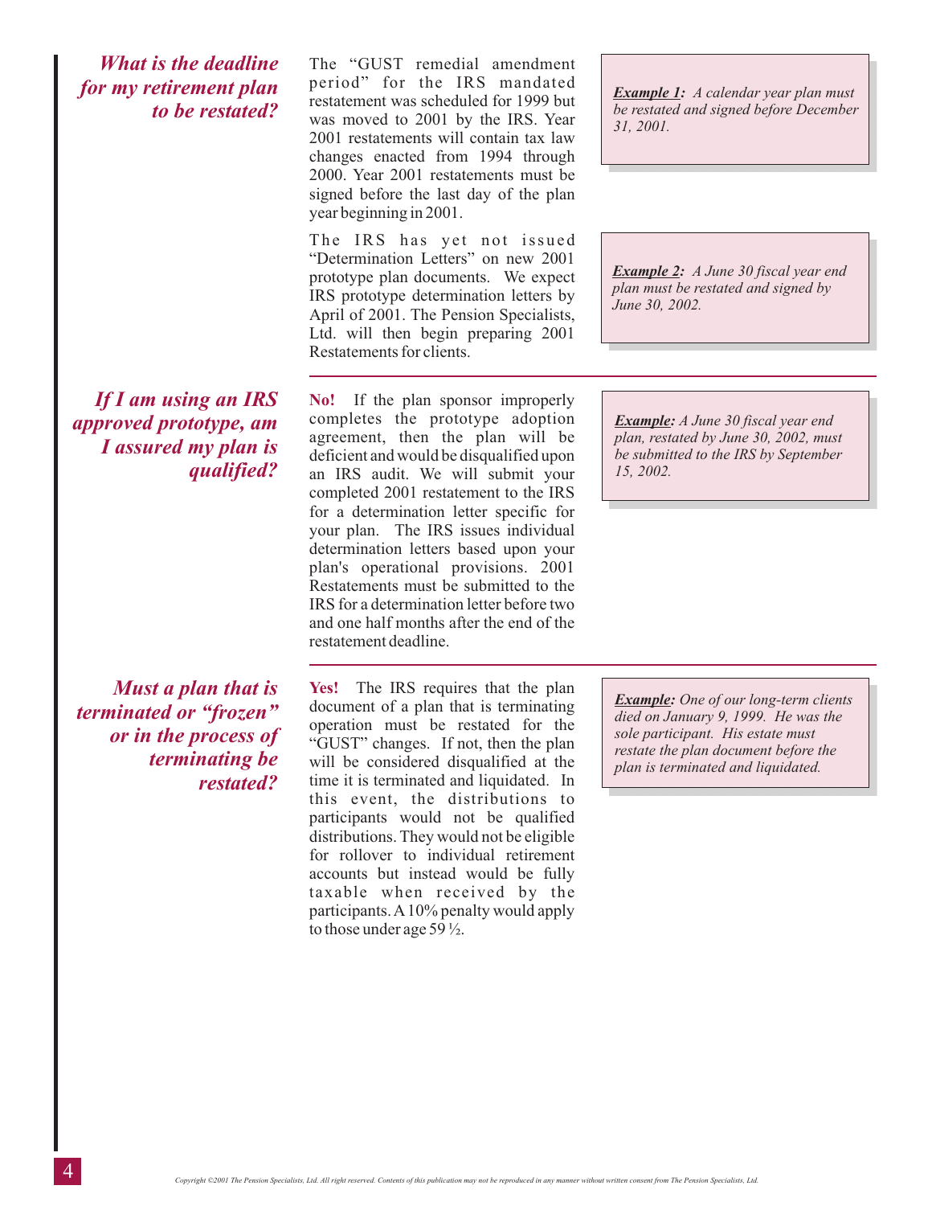### *What is the deadline for my retirement plan to be restated?*

The "GUST remedial amendment period" for the IRS mandated restatement was scheduled for 1999 but was moved to 2001 by the IRS. Year 2001 restatements will contain tax law changes enacted from 1994 through 2000. Year 2001 restatements must be signed before the last day of the plan year beginning in 2001.

*__Example 1:__ A calendar year plan must be restated and signed before December 31, 2001.*

The IRS has yet not issued "Determination Letters" on new 2001 prototype plan documents. We expect IRS prototype determination letters by April of 2001. The Pension Specialists, Ltd. will then begin preparing 2001 Restatements for clients.

*__Example 2:__ A June 30 fiscal year end plan must be restated and signed by June 30, 2002.*

---

### *If I am using an IRS approved prototype, am I assured my plan is qualified?*

**No!** If the plan sponsor improperly completes the prototype adoption agreement, then the plan will be deficient and would be disqualified upon an IRS audit. We will submit your completed 2001 restatement to the IRS for a determination letter specific for your plan. The IRS issues individual determination letters based upon your plan's operational provisions. 2001 Restatements must be submitted to the IRS for a determination letter before two and one half months after the end of the restatement deadline.

*__Example:__ A June 30 fiscal year end plan, restated by June 30, 2002, must be submitted to the IRS by September 15, 2002.*

---

### *Must a plan that is terminated or "frozen" or in the process of terminating be restated?*

**Yes!** The IRS requires that the plan document of a plan that is terminating operation must be restated for the "GUST" changes. If not, then the plan will be considered disqualified at the time it is terminated and liquidated. In this event, the distributions to participants would not be qualified distributions. They would not be eligible for rollover to individual retirement accounts but instead would be fully taxable when received by the participants. A 10% penalty would apply to those under age 59 ½.

*__Example:__ One of our long-term clients died on January 9, 1999. He was the sole participant. His estate must restate the plan document before the plan is terminated and liquidated.*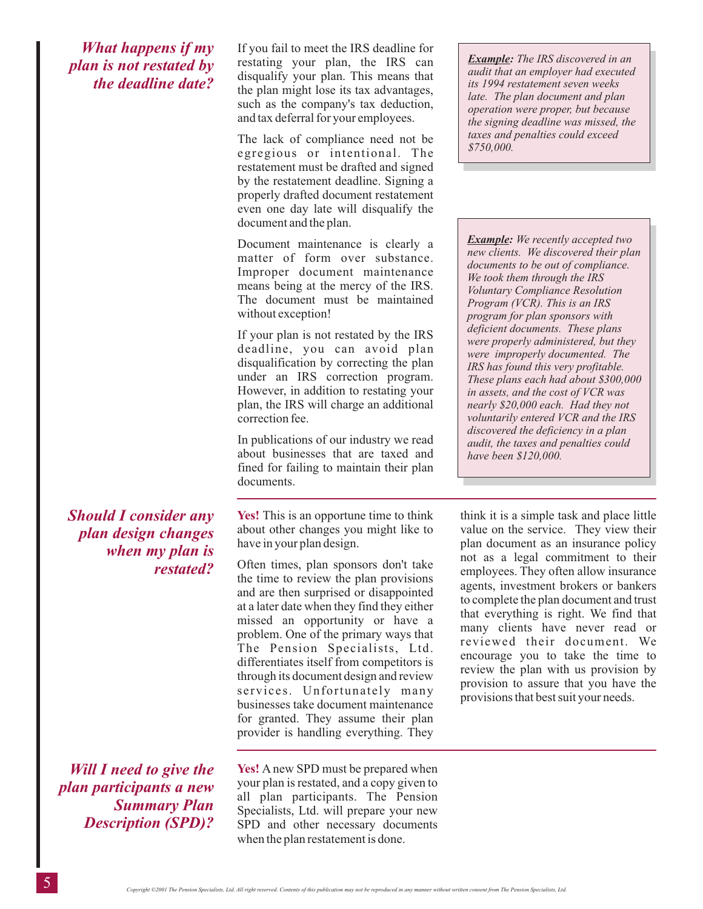## *What happens if my plan is not restated by the deadline date?*

If you fail to meet the IRS deadline for restating your plan, the IRS can disqualify your plan. This means that the plan might lose its tax advantages, such as the company's tax deduction, and tax deferral for your employees.

The lack of compliance need not be egregious or intentional. The restatement must be drafted and signed by the restatement deadline. Signing a properly drafted document restatement even one day late will disqualify the document and the plan.

Document maintenance is clearly a matter of form over substance. Improper document maintenance means being at the mercy of the IRS. The document must be maintained without exception!

If your plan is not restated by the IRS deadline, you can avoid plan disqualification by correcting the plan under an IRS correction program. However, in addition to restating your plan, the IRS will charge an additional correction fee.

In publications of our industry we read about businesses that are taxed and fined for failing to maintain their plan documents.

> ***Example:*** *The IRS discovered in an audit that an employer had executed its 1994 restatement seven weeks late. The plan document and plan operation were proper, but because the signing deadline was missed, the taxes and penalties could exceed $750,000.*

> ***Example:*** *We recently accepted two new clients. We discovered their plan documents to be out of compliance. We took them through the IRS Voluntary Compliance Resolution Program (VCR). This is an IRS program for plan sponsors with deficient documents. These plans were properly administered, but they were improperly documented. The IRS has found this very profitable. These plans each had about $300,000 in assets, and the cost of VCR was nearly $20,000 each. Had they not voluntarily entered VCR and the IRS discovered the deficiency in a plan audit, the taxes and penalties could have been $120,000.*

## *Should I consider any plan design changes when my plan is restated?*

**Yes!** This is an opportune time to think about other changes you might like to have in your plan design.

Often times, plan sponsors don't take the time to review the plan provisions and are then surprised or disappointed at a later date when they find they either missed an opportunity or have a problem. One of the primary ways that The Pension Specialists, Ltd. differentiates itself from competitors is through its document design and review services. Unfortunately many businesses take document maintenance for granted. They assume their plan provider is handling everything. They think it is a simple task and place little value on the service. They view their plan document as an insurance policy not as a legal commitment to their employees. They often allow insurance agents, investment brokers or bankers to complete the plan document and trust that everything is right. We find that many clients have never read or reviewed their document. We encourage you to take the time to review the plan with us provision by provision to assure that you have the provisions that best suit your needs.

## *Will I need to give the plan participants a new Summary Plan Description (SPD)?*

**Yes!** A new SPD must be prepared when your plan is restated, and a copy given to all plan participants. The Pension Specialists, Ltd. will prepare your new SPD and other necessary documents when the plan restatement is done.

*Copyright ©2001 The Pension Specialists, Ltd. All right reserved. Contents of this publication may not be reproduced in any manner without written consent from The Pension Specialists, Ltd.*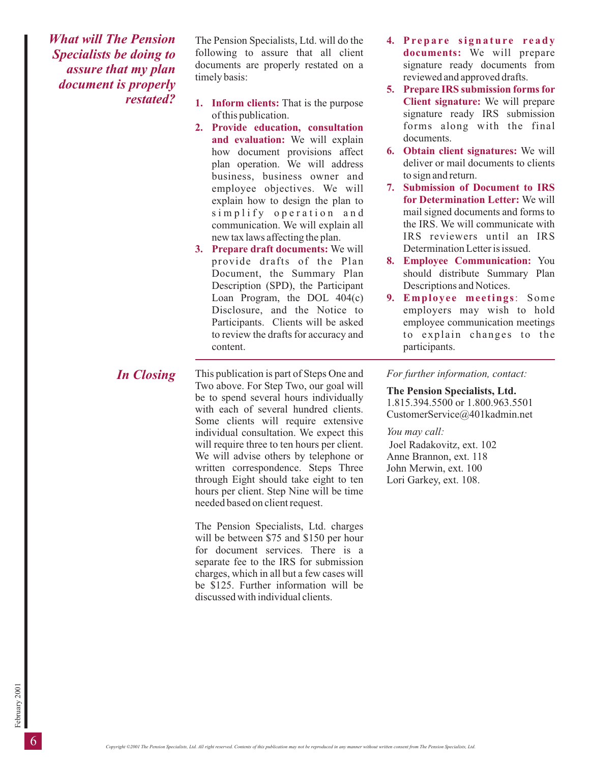## *What will The Pension Specialists be doing to assure that my plan document is properly restated?*

The Pension Specialists, Ltd. will do the following to assure that all client documents are properly restated on a timely basis:

1. **Inform clients:** That is the purpose of this publication.
2. **Provide education, consultation and evaluation:** We will explain how document provisions affect plan operation. We will address business, business owner and employee objectives. We will explain how to design the plan to simplify operation and communication. We will explain all new tax laws affecting the plan.
3. **Prepare draft documents:** We will provide drafts of the Plan Document, the Summary Plan Description (SPD), the Participant Loan Program, the DOL 404(c) Disclosure, and the Notice to Participants. Clients will be asked to review the drafts for accuracy and content.
4. **Prepare signature ready documents:** We will prepare signature ready documents from reviewed and approved drafts.
5. **Prepare IRS submission forms for Client signature:** We will prepare signature ready IRS submission forms along with the final documents.
6. **Obtain client signatures:** We will deliver or mail documents to clients to sign and return.
7. **Submission of Document to IRS for Determination Letter:** We will mail signed documents and forms to the IRS. We will communicate with IRS reviewers until an IRS Determination Letter is issued.
8. **Employee Communication:** You should distribute Summary Plan Descriptions and Notices.
9. **Employee meetings**: Some employers may wish to hold employee communication meetings to explain changes to the participants.

## *In Closing*

This publication is part of Steps One and Two above. For Step Two, our goal will be to spend several hours individually with each of several hundred clients. Some clients will require extensive individual consultation. We expect this will require three to ten hours per client. We will advise others by telephone or written correspondence. Steps Three through Eight should take eight to ten hours per client. Step Nine will be time needed based on client request.

The Pension Specialists, Ltd. charges will be between $75 and $150 per hour for document services. There is a separate fee to the IRS for submission charges, which in all but a few cases will be $125. Further information will be discussed with individual clients.

*For further information, contact:*

**The Pension Specialists, Ltd.**
1.815.394.5500 or 1.800.963.5501
CustomerService@401kadmin.net

*You may call:*
Joel Radakovitz, ext. 102
Anne Brannon, ext. 118
John Merwin, ext. 100
Lori Garkey, ext. 108.

February 2001

*Copyright ©2001 The Pension Specialists, Ltd. All right reserved. Contents of this publication may not be reproduced in any manner without written consent from The Pension Specialists, Ltd.*